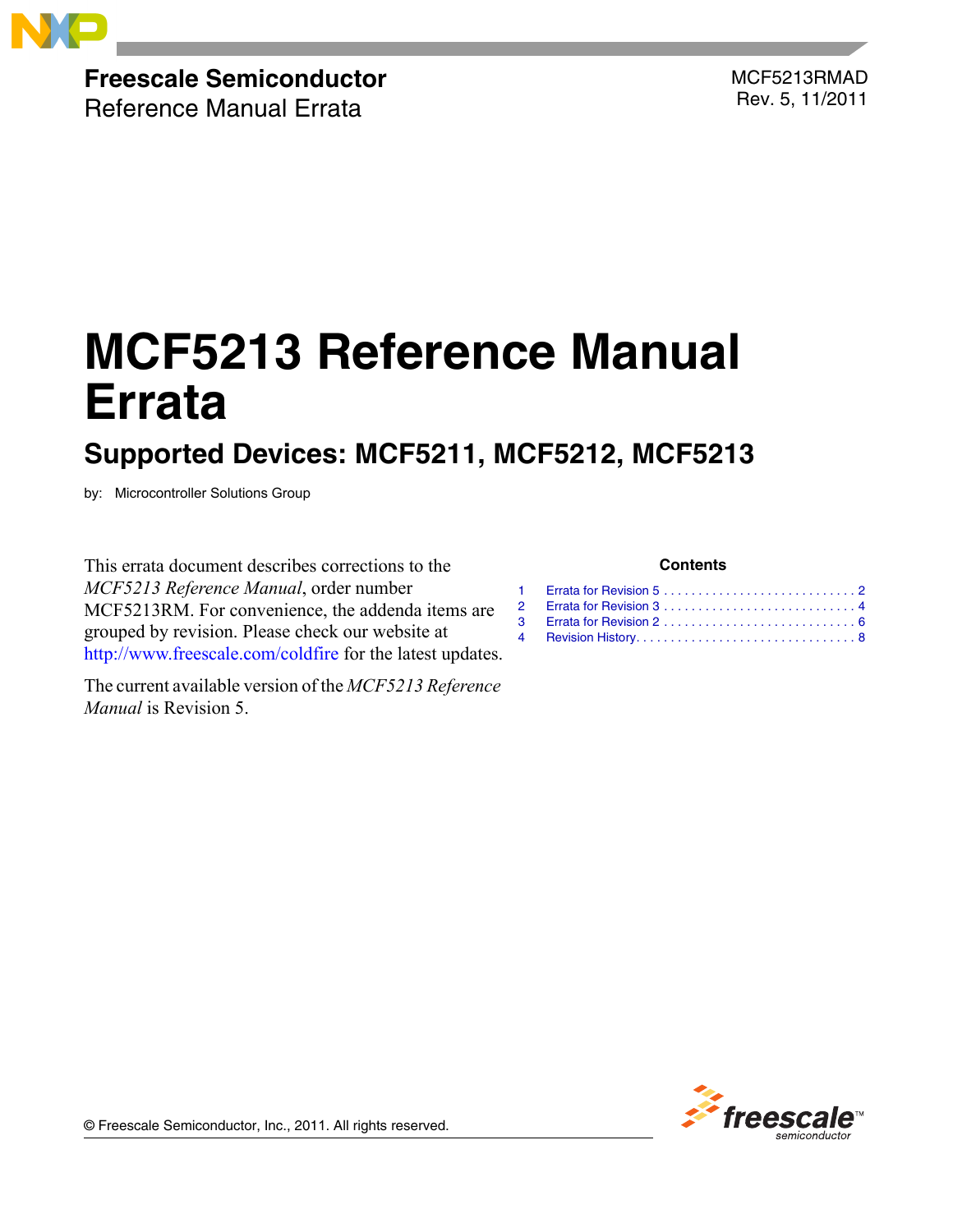**Freescale Semiconductor**
Reference Manual Errata

MCF5213RMAD
Rev. 5, 11/2011

# MCF5213 Reference Manual Errata

## Supported Devices: MCF5211, MCF5212, MCF5213

by: Microcontroller Solutions Group

This errata document describes corrections to the *MCF5213 Reference Manual*, order number MCF5213RM. For convenience, the addenda items are grouped by revision. Please check our website at http://www.freescale.com/coldfire for the latest updates.

The current available version of the *MCF5213 Reference Manual* is Revision 5.

**Contents**

1 Errata for Revision 5 . . . . . . . . . . . . . . . . . . . . . . . . . . . . 2
2 Errata for Revision 3 . . . . . . . . . . . . . . . . . . . . . . . . . . . . 4
3 Errata for Revision 2 . . . . . . . . . . . . . . . . . . . . . . . . . . . . 6
4 Revision History. . . . . . . . . . . . . . . . . . . . . . . . . . . . . . . . 8

© Freescale Semiconductor, Inc., 2011. All rights reserved.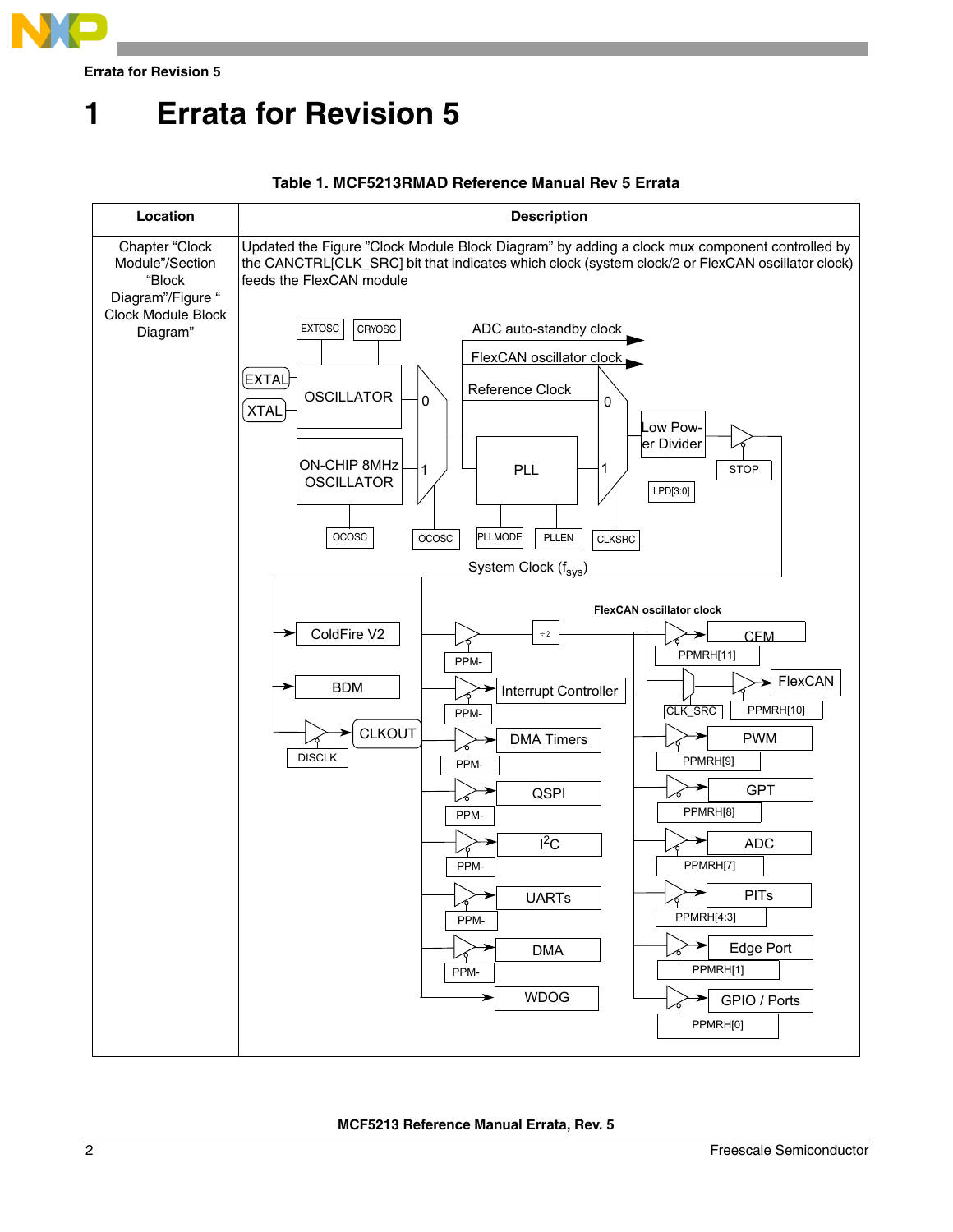# 1 Errata for Revision 5

**Table 1. MCF5213RMAD Reference Manual Rev 5 Errata**

| Location | Description |
|---|---|
| Chapter "Clock Module"/Section "Block Diagram"/Figure " Clock Module Block Diagram" | Updated the Figure "Clock Module Block Diagram" by adding a clock mux component controlled by the CANCTRL[CLK_SRC] bit that indicates which clock (system clock/2 or FlexCAN oscillator clock) feeds the FlexCAN module |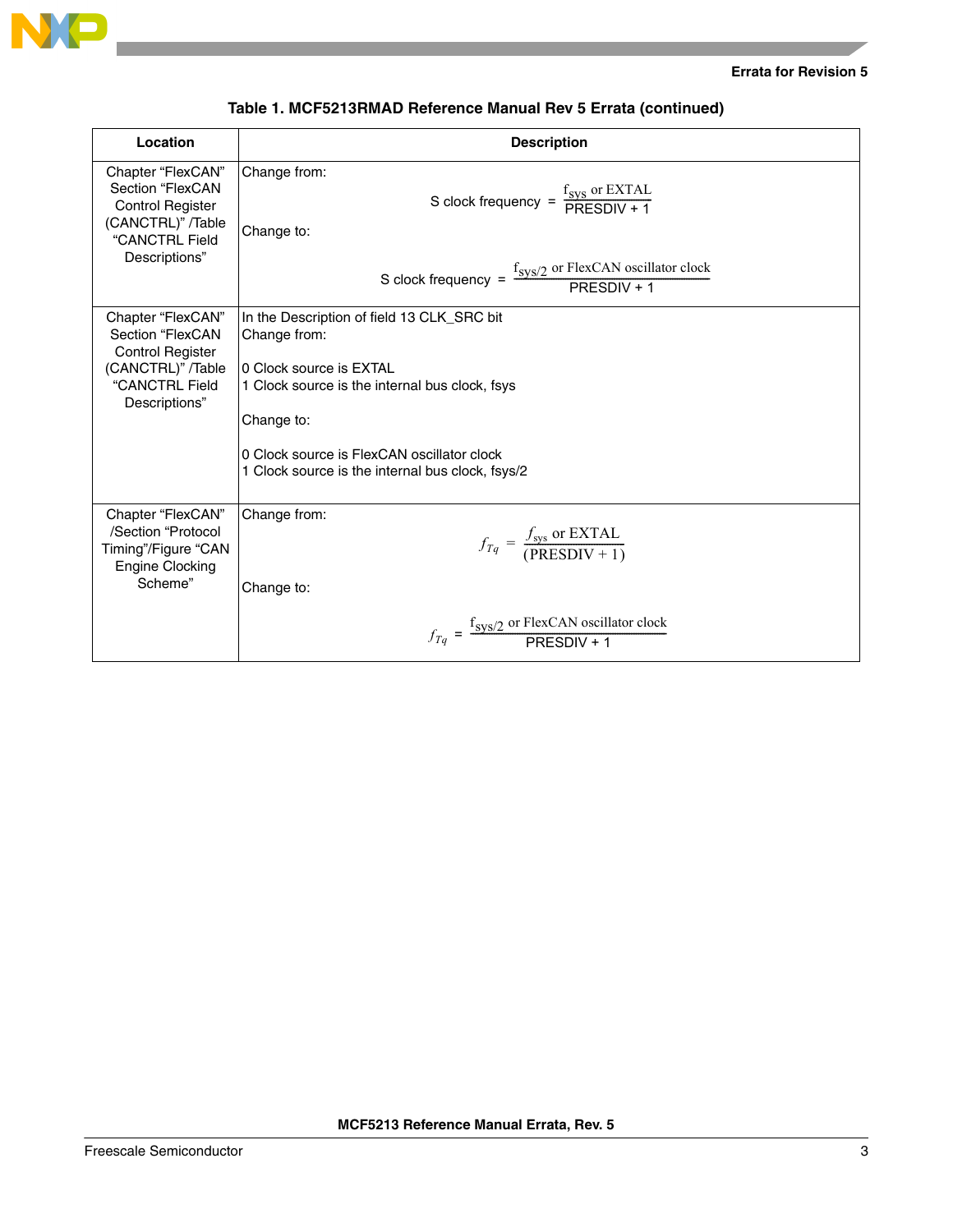**Table 1. MCF5213RMAD Reference Manual Rev 5 Errata (continued)**

| Location | Description |
|---|---|
| Chapter “FlexCAN” Section “FlexCAN Control Register (CANCTRL)” /Table “CANCTRL Field Descriptions” | Change from: $\text{S clock frequency} = \frac{f_{sys} \text{ or EXTAL}}{\text{PRESDIV} + 1}$ Change to: $\text{S clock frequency} = \frac{f_{sys/2} \text{ or FlexCAN oscillator clock}}{\text{PRESDIV} + 1}$ |
| Chapter “FlexCAN” Section “FlexCAN Control Register (CANCTRL)” /Table “CANCTRL Field Descriptions” | In the Description of field 13 CLK_SRC bit Change from: 0 Clock source is EXTAL 1 Clock source is the internal bus clock, fsys Change to: 0 Clock source is FlexCAN oscillator clock 1 Clock source is the internal bus clock, fsys/2 |
| Chapter “FlexCAN” /Section “Protocol Timing”/Figure “CAN Engine Clocking Scheme” | Change from: $f_{Tq} = \frac{f_{sys} \text{ or EXTAL}}{(\text{PRESDIV} + 1)}$ Change to: $f_{Tq} = \frac{f_{sys/2} \text{ or FlexCAN oscillator clock}}{\text{PRESDIV} + 1}$ |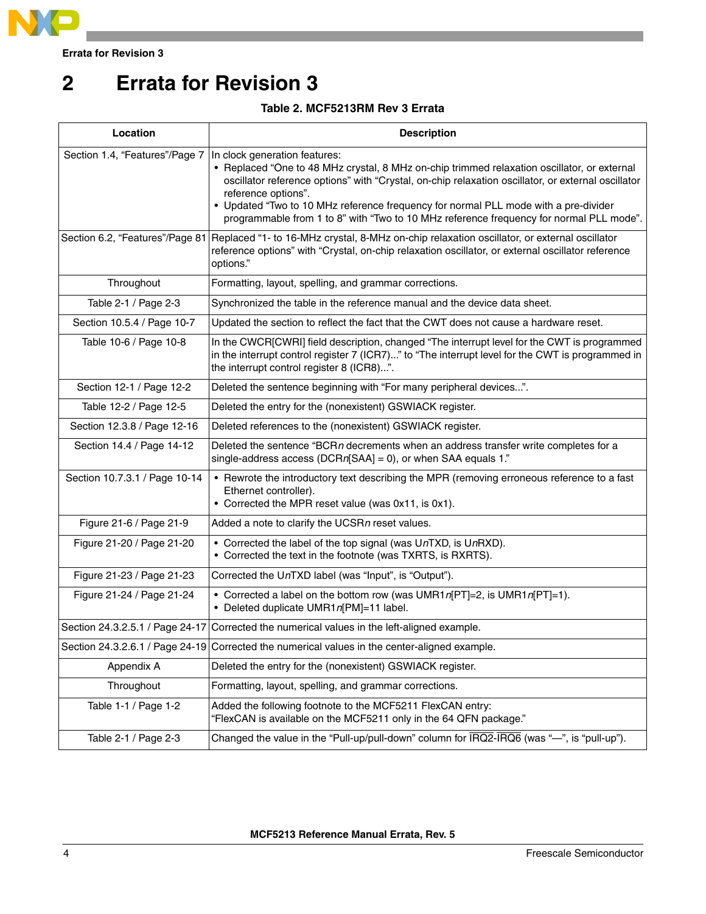# 2 Errata for Revision 3

**Table 2. MCF5213RM Rev 3 Errata**

| Location | Description |
|---|---|
| Section 1.4, "Features"/Page 7 | In clock generation features:<br>• Replaced "One to 48 MHz crystal, 8 MHz on-chip trimmed relaxation oscillator, or external oscillator reference options" with "Crystal, on-chip relaxation oscillator, or external oscillator reference options".<br>• Updated "Two to 10 MHz reference frequency for normal PLL mode with a pre-divider programmable from 1 to 8" with "Two to 10 MHz reference frequency for normal PLL mode". |
| Section 6.2, "Features"/Page 81 | Replaced "1- to 16-MHz crystal, 8-MHz on-chip relaxation oscillator, or external oscillator reference options" with "Crystal, on-chip relaxation oscillator, or external oscillator reference options." |
| Throughout | Formatting, layout, spelling, and grammar corrections. |
| Table 2-1 / Page 2-3 | Synchronized the table in the reference manual and the device data sheet. |
| Section 10.5.4 / Page 10-7 | Updated the section to reflect the fact that the CWT does not cause a hardware reset. |
| Table 10-6 / Page 10-8 | In the CWCR[CWRI] field description, changed "The interrupt level for the CWT is programmed in the interrupt control register 7 (ICR7)..." to "The interrupt level for the CWT is programmed in the interrupt control register 8 (ICR8)...". |
| Section 12-1 / Page 12-2 | Deleted the sentence beginning with "For many peripheral devices...". |
| Table 12-2 / Page 12-5 | Deleted the entry for the (nonexistent) GSWIACK register. |
| Section 12.3.8 / Page 12-16 | Deleted references to the (nonexistent) GSWIACK register. |
| Section 14.4 / Page 14-12 | Deleted the sentence "BCR*n* decrements when an address transfer write completes for a single-address access (DCR*n*[SAA] = 0), or when SAA equals 1." |
| Section 10.7.3.1 / Page 10-14 | • Rewrote the introductory text describing the MPR (removing erroneous reference to a fast Ethernet controller).<br>• Corrected the MPR reset value (was 0x11, is 0x1). |
| Figure 21-6 / Page 21-9 | Added a note to clarify the UCSR*n* reset values. |
| Figure 21-20 / Page 21-20 | • Corrected the label of the top signal (was U*n*TXD, is U*n*RXD).<br>• Corrected the text in the footnote (was TXRTS, is RXRTS). |
| Figure 21-23 / Page 21-23 | Corrected the U*n*TXD label (was "Input", is "Output"). |
| Figure 21-24 / Page 21-24 | • Corrected a label on the bottom row (was UMR1*n*[PT]=2, is UMR1*n*[PT]=1).<br>• Deleted duplicate UMR1*n*[PM]=11 label. |
| Section 24.3.2.5.1 / Page 24-17 | Corrected the numerical values in the left-aligned example. |
| Section 24.3.2.6.1 / Page 24-19 | Corrected the numerical values in the center-aligned example. |
| Appendix A | Deleted the entry for the (nonexistent) GSWIACK register. |
| Throughout | Formatting, layout, spelling, and grammar corrections. |
| Table 1-1 / Page 1-2 | Added the following footnote to the MCF5211 FlexCAN entry:<br>"FlexCAN is available on the MCF5211 only in the 64 QFN package." |
| Table 2-1 / Page 2-3 | Changed the value in the "Pull-up/pull-down" column for $\overline{\text{IRQ2}}$-$\overline{\text{IRQ6}}$ (was "—", is "pull-up"). |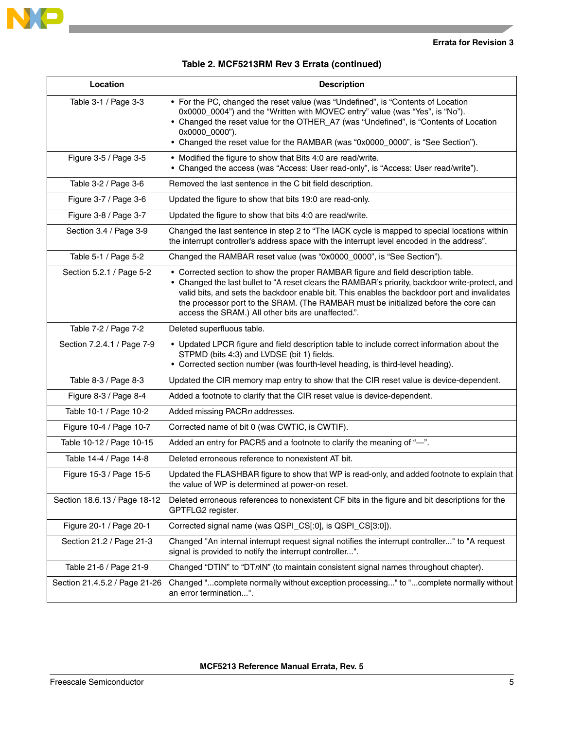**Table 2. MCF5213RM Rev 3 Errata (continued)**

| Location | Description |
|---|---|
| Table 3-1 / Page 3-3 | • For the PC, changed the reset value (was “Undefined”, is “Contents of Location 0x0000_0004”) and the “Written with MOVEC entry” value (was “Yes”, is “No”).<br>• Changed the reset value for the OTHER_A7 (was “Undefined”, is “Contents of Location 0x0000_0000”).<br>• Changed the reset value for the RAMBAR (was “0x0000_0000”, is “See Section”). |
| Figure 3-5 / Page 3-5 | • Modified the figure to show that Bits 4:0 are read/write.<br>• Changed the access (was “Access: User read-only”, is “Access: User read/write”). |
| Table 3-2 / Page 3-6 | Removed the last sentence in the C bit field description. |
| Figure 3-7 / Page 3-6 | Updated the figure to show that bits 19:0 are read-only. |
| Figure 3-8 / Page 3-7 | Updated the figure to show that bits 4:0 are read/write. |
| Section 3.4 / Page 3-9 | Changed the last sentence in step 2 to “The IACK cycle is mapped to special locations within the interrupt controller's address space with the interrupt level encoded in the address”. |
| Table 5-1 / Page 5-2 | Changed the RAMBAR reset value (was “0x0000_0000”, is “See Section”). |
| Section 5.2.1 / Page 5-2 | • Corrected section to show the proper RAMBAR figure and field description table.<br>• Changed the last bullet to “A reset clears the RAMBAR’s priority, backdoor write-protect, and valid bits, and sets the backdoor enable bit. This enables the backdoor port and invalidates the processor port to the SRAM. (The RAMBAR must be initialized before the core can access the SRAM.) All other bits are unaffected.”. |
| Table 7-2 / Page 7-2 | Deleted superfluous table. |
| Section 7.2.4.1 / Page 7-9 | • Updated LPCR figure and field description table to include correct information about the STPMD (bits 4:3) and LVDSE (bit 1) fields.<br>• Corrected section number (was fourth-level heading, is third-level heading). |
| Table 8-3 / Page 8-3 | Updated the CIR memory map entry to show that the CIR reset value is device-dependent. |
| Figure 8-3 / Page 8-4 | Added a footnote to clarify that the CIR reset value is device-dependent. |
| Table 10-1 / Page 10-2 | Added missing PACR*n* addresses. |
| Figure 10-4 / Page 10-7 | Corrected name of bit 0 (was CWTIC, is CWTIF). |
| Table 10-12 / Page 10-15 | Added an entry for PACR5 and a footnote to clarify the meaning of “—”. |
| Table 14-4 / Page 14-8 | Deleted erroneous reference to nonexistent AT bit. |
| Figure 15-3 / Page 15-5 | Updated the FLASHBAR figure to show that WP is read-only, and added footnote to explain that the value of WP is determined at power-on reset. |
| Section 18.6.13 / Page 18-12 | Deleted erroneous references to nonexistent CF bits in the figure and bit descriptions for the GPTFLG2 register. |
| Figure 20-1 / Page 20-1 | Corrected signal name (was QSPI_CS[:0], is QSPI_CS[3:0]). |
| Section 21.2 / Page 21-3 | Changed "An internal interrupt request signal notifies the interrupt controller..." to "A request signal is provided to notify the interrupt controller...". |
| Table 21-6 / Page 21-9 | Changed “DTIN” to “DT*n*IN” (to maintain consistent signal names throughout chapter). |
| Section 21.4.5.2 / Page 21-26 | Changed "...complete normally without exception processing..." to "...complete normally without an error termination...". |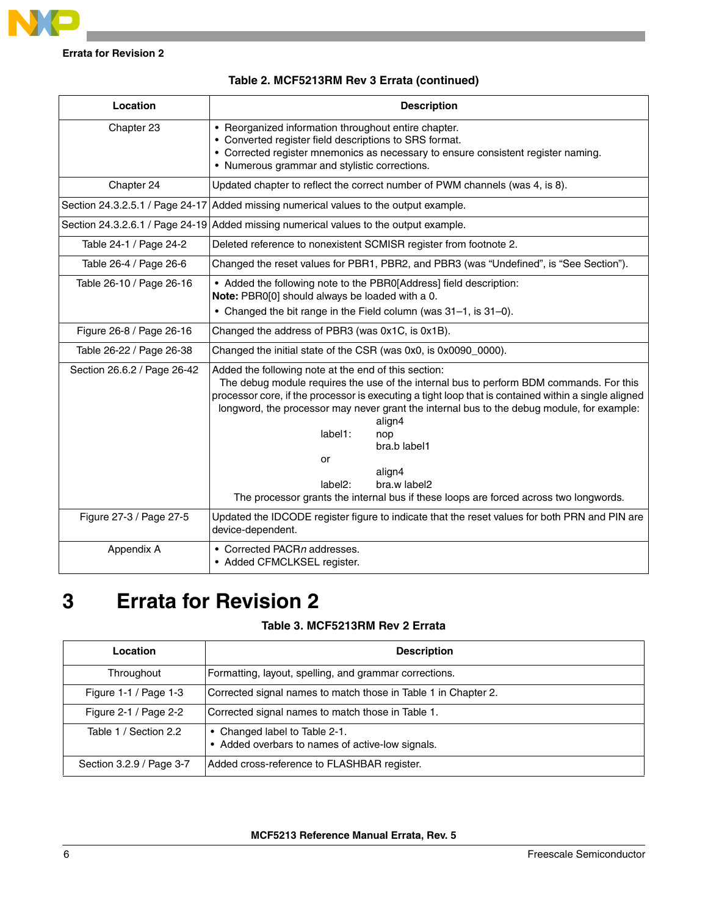**Table 2. MCF5213RM Rev 3 Errata (continued)**

| Location | Description |
|---|---|
| Chapter 23 | • Reorganized information throughout entire chapter.<br>• Converted register field descriptions to SRS format.<br>• Corrected register mnemonics as necessary to ensure consistent register naming.<br>• Numerous grammar and stylistic corrections. |
| Chapter 24 | Updated chapter to reflect the correct number of PWM channels (was 4, is 8). |
| Section 24.3.2.5.1 / Page 24-17 | Added missing numerical values to the output example. |
| Section 24.3.2.6.1 / Page 24-19 | Added missing numerical values to the output example. |
| Table 24-1 / Page 24-2 | Deleted reference to nonexistent SCMISR register from footnote 2. |
| Table 26-4 / Page 26-6 | Changed the reset values for PBR1, PBR2, and PBR3 (was “Undefined”, is “See Section”). |
| Table 26-10 / Page 26-16 | • Added the following note to the PBR0[Address] field description:<br>**Note:** PBR0[0] should always be loaded with a 0.<br>• Changed the bit range in the Field column (was 31–1, is 31–0). |
| Figure 26-8 / Page 26-16 | Changed the address of PBR3 (was 0x1C, is 0x1B). |
| Table 26-22 / Page 26-38 | Changed the initial state of the CSR (was 0x0, is 0x0090_0000). |
| Section 26.6.2 / Page 26-42 | Added the following note at the end of this section:<br>The debug module requires the use of the internal bus to perform BDM commands. For this processor core, if the processor is executing a tight loop that is contained within a single aligned longword, the processor may never grant the internal bus to the debug module, for example:<br>`align4`<br>`label1: nop`<br>`bra.b label1`<br>or<br>`align4`<br>`label2: bra.w label2`<br>The processor grants the internal bus if these loops are forced across two longwords. |
| Figure 27-3 / Page 27-5 | Updated the IDCODE register figure to indicate that the reset values for both PRN and PIN are device-dependent. |
| Appendix A | • Corrected PACR*n* addresses.<br>• Added CFMCLKSEL register. |

# 3 Errata for Revision 2

**Table 3. MCF5213RM Rev 2 Errata**

| Location | Description |
|---|---|
| Throughout | Formatting, layout, spelling, and grammar corrections. |
| Figure 1-1 / Page 1-3 | Corrected signal names to match those in Table 1 in Chapter 2. |
| Figure 2-1 / Page 2-2 | Corrected signal names to match those in Table 1. |
| Table 1 / Section 2.2 | • Changed label to Table 2-1.<br>• Added overbars to names of active-low signals. |
| Section 3.2.9 / Page 3-7 | Added cross-reference to FLASHBAR register. |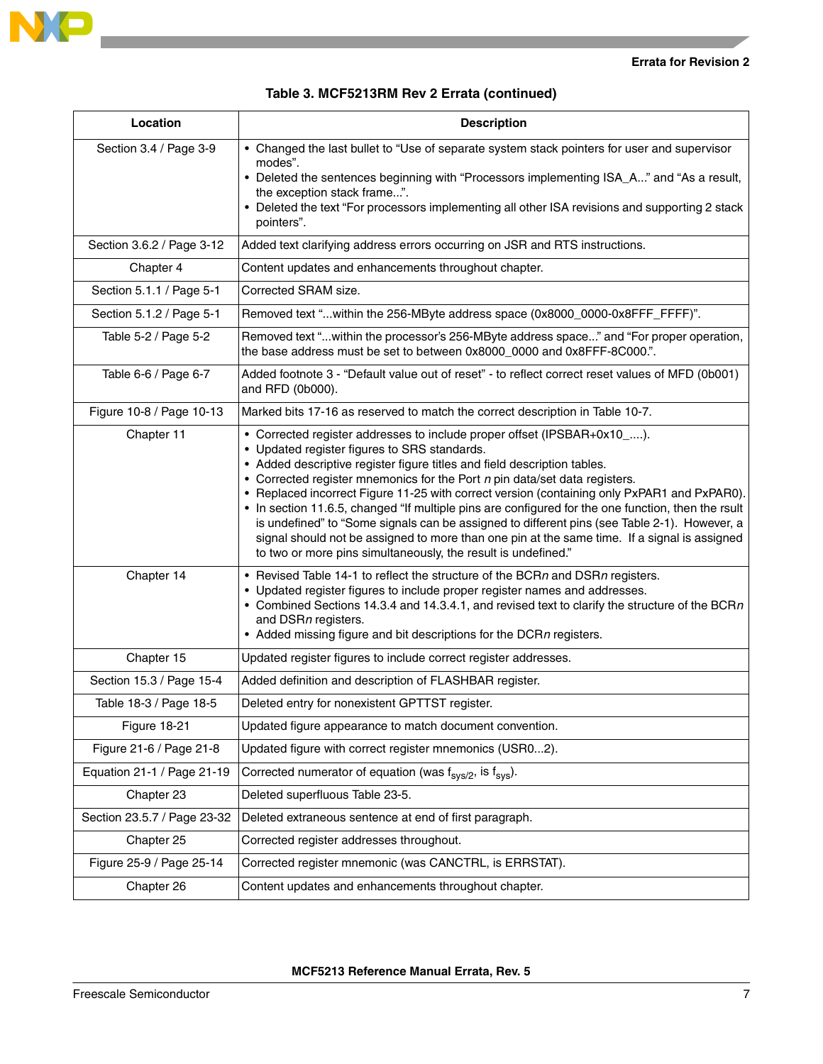**Table 3. MCF5213RM Rev 2 Errata (continued)**

| Location | Description |
|---|---|
| Section 3.4 / Page 3-9 | • Changed the last bullet to "Use of separate system stack pointers for user and supervisor modes".<br>• Deleted the sentences beginning with "Processors implementing ISA_A..." and "As a result, the exception stack frame...".<br>• Deleted the text "For processors implementing all other ISA revisions and supporting 2 stack pointers". |
| Section 3.6.2 / Page 3-12 | Added text clarifying address errors occurring on JSR and RTS instructions. |
| Chapter 4 | Content updates and enhancements throughout chapter. |
| Section 5.1.1 / Page 5-1 | Corrected SRAM size. |
| Section 5.1.2 / Page 5-1 | Removed text "...within the 256-MByte address space (0x8000_0000-0x8FFF_FFFF)". |
| Table 5-2 / Page 5-2 | Removed text "...within the processor's 256-MByte address space..." and "For proper operation, the base address must be set to between 0x8000_0000 and 0x8FFF-8C000.". |
| Table 6-6 / Page 6-7 | Added footnote 3 - "Default value out of reset" - to reflect correct reset values of MFD (0b001) and RFD (0b000). |
| Figure 10-8 / Page 10-13 | Marked bits 17-16 as reserved to match the correct description in Table 10-7. |
| Chapter 11 | • Corrected register addresses to include proper offset (IPSBAR+0x10_....).<br>• Updated register figures to SRS standards.<br>• Added descriptive register figure titles and field description tables.<br>• Corrected register mnemonics for the Port *n* pin data/set data registers.<br>• Replaced incorrect Figure 11-25 with correct version (containing only PxPAR1 and PxPAR0).<br>• In section 11.6.5, changed "If multiple pins are configured for the one function, then the rsult is undefined" to "Some signals can be assigned to different pins (see Table 2-1). However, a signal should not be assigned to more than one pin at the same time. If a signal is assigned to two or more pins simultaneously, the result is undefined." |
| Chapter 14 | • Revised Table 14-1 to reflect the structure of the BCR*n* and DSR*n* registers.<br>• Updated register figures to include proper register names and addresses.<br>• Combined Sections 14.3.4 and 14.3.4.1, and revised text to clarify the structure of the BCR*n* and DSR*n* registers.<br>• Added missing figure and bit descriptions for the DCR*n* registers. |
| Chapter 15 | Updated register figures to include correct register addresses. |
| Section 15.3 / Page 15-4 | Added definition and description of FLASHBAR register. |
| Table 18-3 / Page 18-5 | Deleted entry for nonexistent GPTTST register. |
| Figure 18-21 | Updated figure appearance to match document convention. |
| Figure 21-6 / Page 21-8 | Updated figure with correct register mnemonics (USR0...2). |
| Equation 21-1 / Page 21-19 | Corrected numerator of equation (was $f_{sys/2}$, is $f_{sys}$). |
| Chapter 23 | Deleted superfluous Table 23-5. |
| Section 23.5.7 / Page 23-32 | Deleted extraneous sentence at end of first paragraph. |
| Chapter 25 | Corrected register addresses throughout. |
| Figure 25-9 / Page 25-14 | Corrected register mnemonic (was CANCTRL, is ERRSTAT). |
| Chapter 26 | Content updates and enhancements throughout chapter. |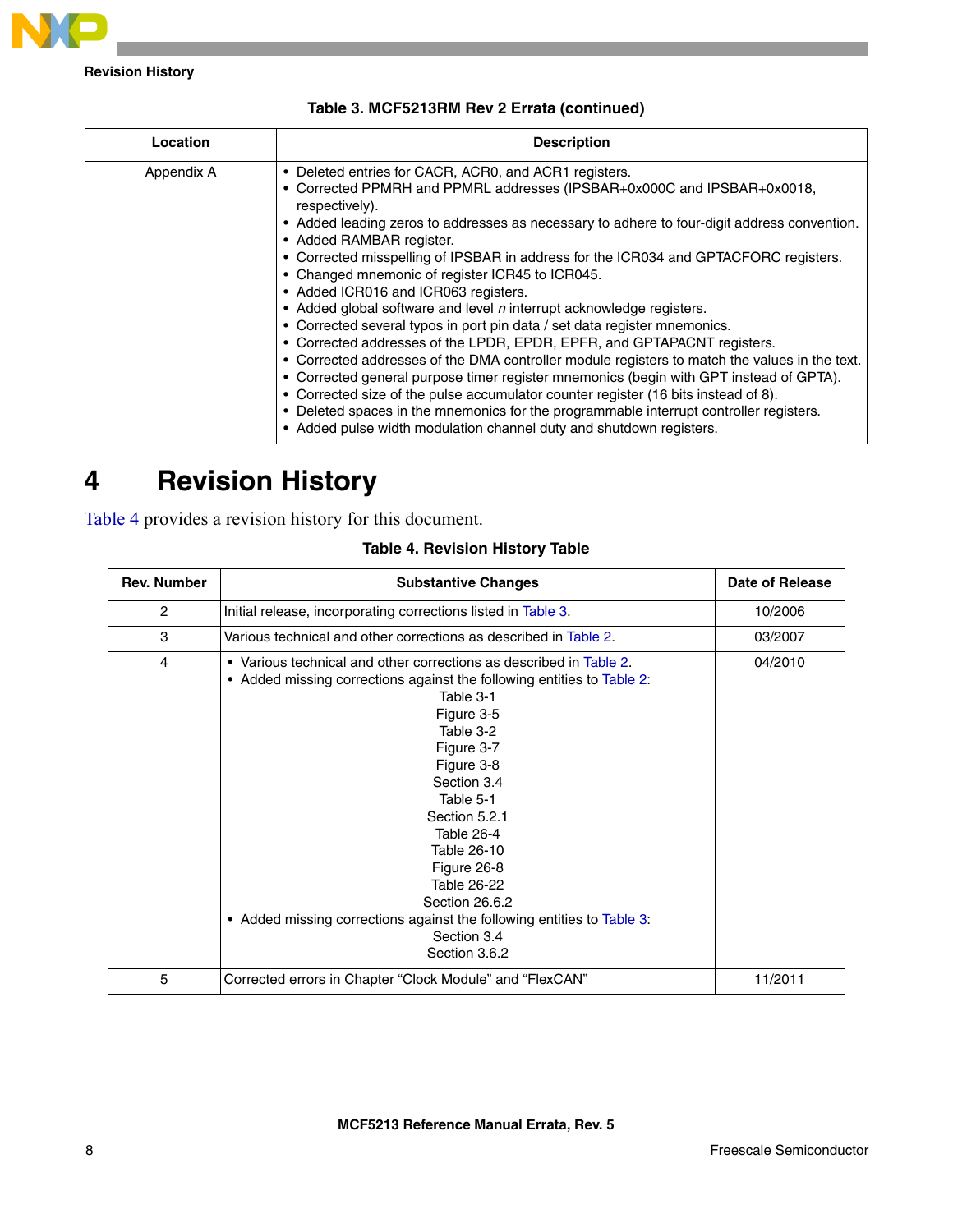**Table 3. MCF5213RM Rev 2 Errata (continued)**

| Location | Description |
|---|---|
| Appendix A | • Deleted entries for CACR, ACR0, and ACR1 registers.<br>• Corrected PPMRH and PPMRL addresses (IPSBAR+0x000C and IPSBAR+0x0018, respectively).<br>• Added leading zeros to addresses as necessary to adhere to four-digit address convention.<br>• Added RAMBAR register.<br>• Corrected misspelling of IPSBAR in address for the ICR034 and GPTACFORC registers.<br>• Changed mnemonic of register ICR45 to ICR045.<br>• Added ICR016 and ICR063 registers.<br>• Added global software and level *n* interrupt acknowledge registers.<br>• Corrected several typos in port pin data / set data register mnemonics.<br>• Corrected addresses of the LPDR, EPDR, EPFR, and GPTAPACNT registers.<br>• Corrected addresses of the DMA controller module registers to match the values in the text.<br>• Corrected general purpose timer register mnemonics (begin with GPT instead of GPTA).<br>• Corrected size of the pulse accumulator counter register (16 bits instead of 8).<br>• Deleted spaces in the mnemonics for the programmable interrupt controller registers.<br>• Added pulse width modulation channel duty and shutdown registers. |

# 4 Revision History

Table 4 provides a revision history for this document.

**Table 4. Revision History Table**

| Rev. Number | Substantive Changes | Date of Release |
|---|---|---|
| 2 | Initial release, incorporating corrections listed in Table 3. | 10/2006 |
| 3 | Various technical and other corrections as described in Table 2. | 03/2007 |
| 4 | • Various technical and other corrections as described in Table 2.<br>• Added missing corrections against the following entities to Table 2:<br>Table 3-1<br>Figure 3-5<br>Table 3-2<br>Figure 3-7<br>Figure 3-8<br>Section 3.4<br>Table 5-1<br>Section 5.2.1<br>Table 26-4<br>Table 26-10<br>Figure 26-8<br>Table 26-22<br>Section 26.6.2<br>• Added missing corrections against the following entities to Table 3:<br>Section 3.4<br>Section 3.6.2 | 04/2010 |
| 5 | Corrected errors in Chapter "Clock Module" and "FlexCAN" | 11/2011 |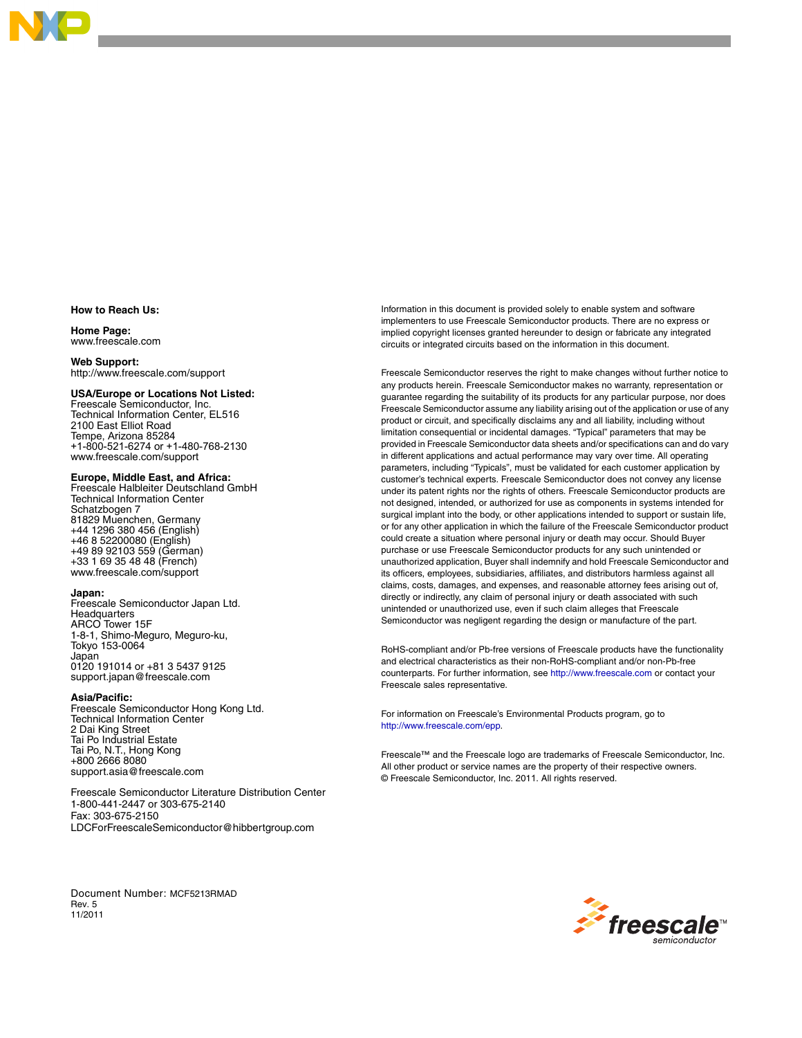**How to Reach Us:**

**Home Page:**
www.freescale.com

**Web Support:**
http://www.freescale.com/support

**USA/Europe or Locations Not Listed:**
Freescale Semiconductor, Inc.
Technical Information Center, EL516
2100 East Elliot Road
Tempe, Arizona 85284
+1-800-521-6274 or +1-480-768-2130
www.freescale.com/support

**Europe, Middle East, and Africa:**
Freescale Halbleiter Deutschland GmbH
Technical Information Center
Schatzbogen 7
81829 Muenchen, Germany
+44 1296 380 456 (English)
+46 8 52200080 (English)
+49 89 92103 559 (German)
+33 1 69 35 48 48 (French)
www.freescale.com/support

**Japan:**
Freescale Semiconductor Japan Ltd.
Headquarters
ARCO Tower 15F
1-8-1, Shimo-Meguro, Meguro-ku,
Tokyo 153-0064
Japan
0120 191014 or +81 3 5437 9125
support.japan@freescale.com

**Asia/Pacific:**
Freescale Semiconductor Hong Kong Ltd.
Technical Information Center
2 Dai King Street
Tai Po Industrial Estate
Tai Po, N.T., Hong Kong
+800 2666 8080
support.asia@freescale.com

Freescale Semiconductor Literature Distribution Center
1-800-441-2447 or 303-675-2140
Fax: 303-675-2150
LDCForFreescaleSemiconductor@hibbertgroup.com

Information in this document is provided solely to enable system and software implementers to use Freescale Semiconductor products. There are no express or implied copyright licenses granted hereunder to design or fabricate any integrated circuits or integrated circuits based on the information in this document.

Freescale Semiconductor reserves the right to make changes without further notice to any products herein. Freescale Semiconductor makes no warranty, representation or guarantee regarding the suitability of its products for any particular purpose, nor does Freescale Semiconductor assume any liability arising out of the application or use of any product or circuit, and specifically disclaims any and all liability, including without limitation consequential or incidental damages. "Typical" parameters that may be provided in Freescale Semiconductor data sheets and/or specifications can and do vary in different applications and actual performance may vary over time. All operating parameters, including "Typicals", must be validated for each customer application by customer's technical experts. Freescale Semiconductor does not convey any license under its patent rights nor the rights of others. Freescale Semiconductor products are not designed, intended, or authorized for use as components in systems intended for surgical implant into the body, or other applications intended to support or sustain life, or for any other application in which the failure of the Freescale Semiconductor product could create a situation where personal injury or death may occur. Should Buyer purchase or use Freescale Semiconductor products for any such unintended or unauthorized application, Buyer shall indemnify and hold Freescale Semiconductor and its officers, employees, subsidiaries, affiliates, and distributors harmless against all claims, costs, damages, and expenses, and reasonable attorney fees arising out of, directly or indirectly, any claim of personal injury or death associated with such unintended or unauthorized use, even if such claim alleges that Freescale Semiconductor was negligent regarding the design or manufacture of the part.

RoHS-compliant and/or Pb-free versions of Freescale products have the functionality and electrical characteristics as their non-RoHS-compliant and/or non-Pb-free counterparts. For further information, see http://www.freescale.com or contact your Freescale sales representative.

For information on Freescale's Environmental Products program, go to http://www.freescale.com/epp.

Freescale™ and the Freescale logo are trademarks of Freescale Semiconductor, Inc. All other product or service names are the property of their respective owners.
© Freescale Semiconductor, Inc. 2011. All rights reserved.

Document Number: MCF5213RMAD
Rev. 5
11/2011